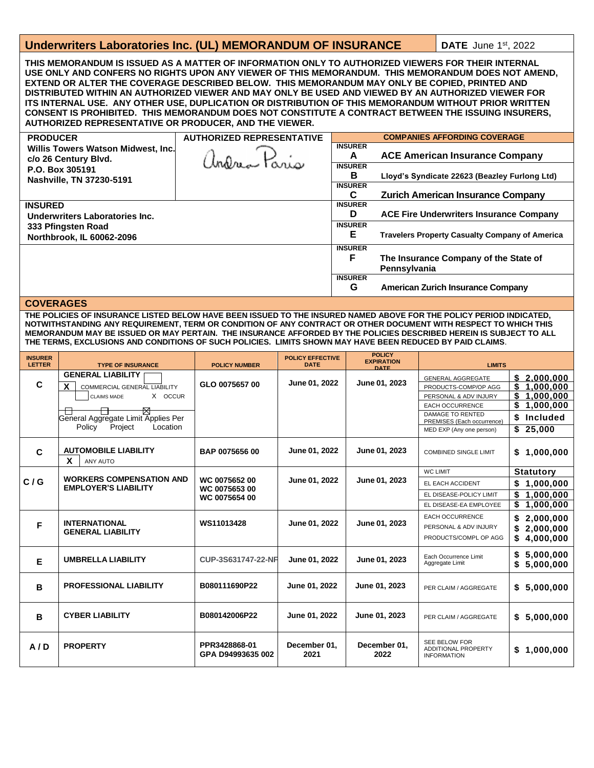# Underwriters Laboratories Inc. (UL) MEMORANDUM OF INSURANCE

**DATE** June 1st, 2022

**THIS MEMORANDUM IS ISSUED AS A MATTER OF INFORMATION ONLY TO AUTHORIZED VIEWERS FOR THEIR INTERNAL USE ONLY AND CONFERS NO RIGHTS UPON ANY VIEWER OF THIS MEMORANDUM. THIS MEMORANDUM DOES NOT AMEND, EXTEND OR ALTER THE COVERAGE DESCRIBED BELOW. THIS MEMORANDUM MAY ONLY BE COPIED, PRINTED AND DISTRIBUTED WITHIN AN AUTHORIZED VIEWER AND MAY ONLY BE USED AND VIEWED BY AN AUTHORIZED VIEWER FOR ITS INTERNAL USE. ANY OTHER USE, DUPLICATION OR DISTRIBUTION OF THIS MEMORANDUM WITHOUT PRIOR WRITTEN CONSENT IS PROHIBITED. THIS MEMORANDUM DOES NOT CONSTITUTE A CONTRACT BETWEEN THE ISSUING INSURERS, AUTHORIZED REPRESENTATIVE OR PRODUCER, AND THE VIEWER.**

**PRODUCER**
Willis Towers Watson Midwest, Inc.
c/o 26 Century Blvd.
P.O. Box 305191
Nashville, TN 37230-5191

**AUTHORIZED REPRESENTATIVE**
Andrea Paris

**INSURED**
Underwriters Laboratories Inc.
333 Pfingsten Road
Northbrook, IL 60062-2096

| COMPANIES AFFORDING COVERAGE | |
|---|---|
| INSURER A | ACE American Insurance Company |
| INSURER B | Lloyd's Syndicate 22623 (Beazley Furlong Ltd) |
| INSURER C | Zurich American Insurance Company |
| INSURER D | ACE Fire Underwriters Insurance Company |
| INSURER E | Travelers Property Casualty Company of America |
| INSURER F | The Insurance Company of the State of Pennsylvania |
| INSURER G | American Zurich Insurance Company |

## COVERAGES

**THE POLICIES OF INSURANCE LISTED BELOW HAVE BEEN ISSUED TO THE INSURED NAMED ABOVE FOR THE POLICY PERIOD INDICATED, NOTWITHSTANDING ANY REQUIREMENT, TERM OR CONDITION OF ANY CONTRACT OR OTHER DOCUMENT WITH RESPECT TO WHICH THIS MEMORANDUM MAY BE ISSUED OR MAY PERTAIN. THE INSURANCE AFFORDED BY THE POLICIES DESCRIBED HEREIN IS SUBJECT TO ALL THE TERMS, EXCLUSIONS AND CONDITIONS OF SUCH POLICIES. LIMITS SHOWN MAY HAVE BEEN REDUCED BY PAID CLAIMS.**

| INSURER LETTER | TYPE OF INSURANCE | POLICY NUMBER | POLICY EFFECTIVE DATE | POLICY EXPIRATION DATE | LIMITS | |
|---|---|---|---|---|---|---|
| C | **GENERAL LIABILITY**<br>X COMMERCIAL GENERAL LIABILITY<br>CLAIMS MADE X OCCUR<br>General Aggregate Limit Applies Per: Policy ☐ Project ☐ Location ☒ | GLO 0075657 00 | June 01, 2022 | June 01, 2023 | GENERAL AGGREGATE | $ 2,000,000 |
| | | | | | PRODUCTS-COMP/OP AGG | $ 1,000,000 |
| | | | | | PERSONAL & ADV INJURY | $ 1,000,000 |
| | | | | | EACH OCCURRENCE | $ 1,000,000 |
| | | | | | DAMAGE TO RENTED PREMISES (Each occurrence) | $ Included |
| | | | | | MED EXP (Any one person) | $ 25,000 |
| C | **AUTOMOBILE LIABILITY**<br>X ANY AUTO | BAP 0075656 00 | June 01, 2022 | June 01, 2023 | COMBINED SINGLE LIMIT | $ 1,000,000 |
| C / G | **WORKERS COMPENSATION AND EMPLOYER'S LIABILITY** | WC 0075652 00<br>WC 0075653 00<br>WC 0075654 00 | June 01, 2022 | June 01, 2023 | WC LIMIT | Statutory |
| | | | | | EL EACH ACCIDENT | $ 1,000,000 |
| | | | | | EL DISEASE-POLICY LIMIT | $ 1,000,000 |
| | | | | | EL DISEASE-EA EMPLOYEE | $ 1,000,000 |
| F | **INTERNATIONAL GENERAL LIABILITY** | WS11013428 | June 01, 2022 | June 01, 2023 | EACH OCCURRENCE | $ 2,000,000 |
| | | | | | PERSONAL & ADV INJURY | $ 2,000,000 |
| | | | | | PRODUCTS/COMPL OP AGG | $ 4,000,000 |
| E | **UMBRELLA LIABILITY** | CUP-3S631747-22-NF | June 01, 2022 | June 01, 2023 | Each Occurrence Limit | $ 5,000,000 |
| | | | | | Aggregate Limit | $ 5,000,000 |
| B | **PROFESSIONAL LIABILITY** | B080111690P22 | June 01, 2022 | June 01, 2023 | PER CLAIM / AGGREGATE | $ 5,000,000 |
| B | **CYBER LIABILITY** | B080142006P22 | June 01, 2022 | June 01, 2023 | PER CLAIM / AGGREGATE | $ 5,000,000 |
| A / D | **PROPERTY** | PPR3428868-01<br>GPA D94993635 002 | December 01, 2021 | December 01, 2022 | SEE BELOW FOR ADDITIONAL PROPERTY INFORMATION | $ 1,000,000 |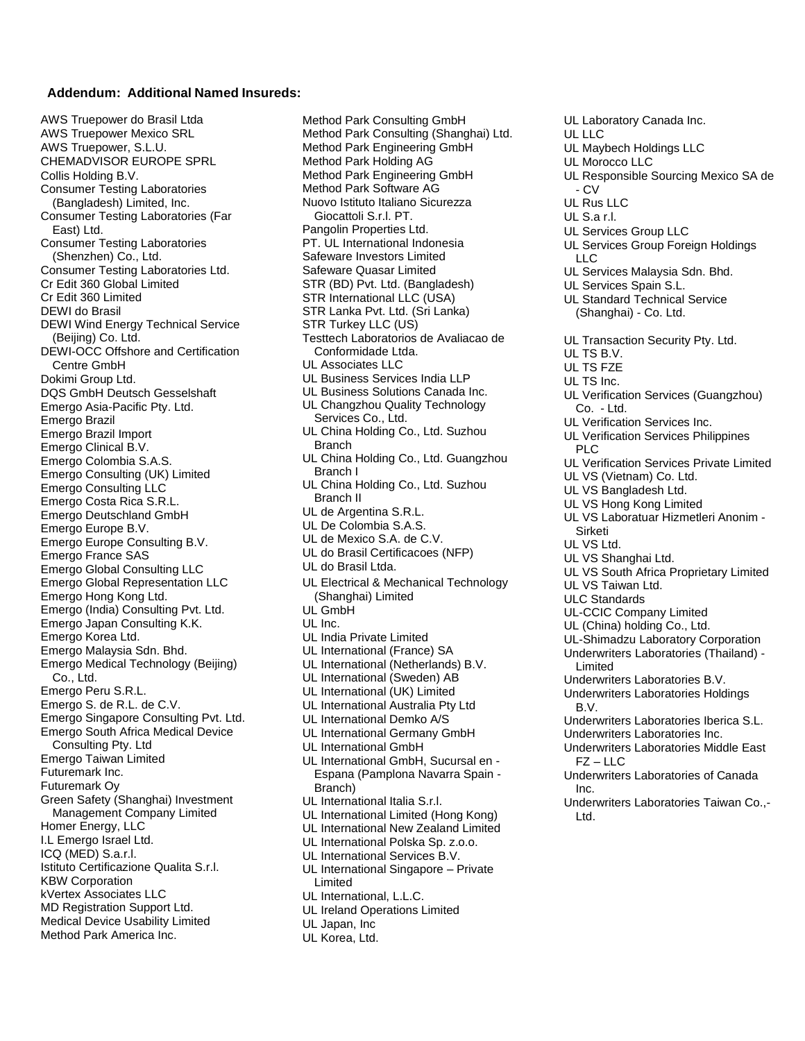**Addendum: Additional Named Insureds:**

AWS Truepower do Brasil Ltda
AWS Truepower Mexico SRL
AWS Truepower, S.L.U.
CHEMADVISOR EUROPE SPRL
Collis Holding B.V.
Consumer Testing Laboratories (Bangladesh) Limited, Inc.
Consumer Testing Laboratories (Far East) Ltd.
Consumer Testing Laboratories (Shenzhen) Co., Ltd.
Consumer Testing Laboratories Ltd.
Cr Edit 360 Global Limited
Cr Edit 360 Limited
DEWI do Brasil
DEWI Wind Energy Technical Service (Beijing) Co. Ltd.
DEWI-OCC Offshore and Certification Centre GmbH
Dokimi Group Ltd.
DQS GmbH Deutsch Gesselshaft
Emergo Asia-Pacific Pty. Ltd.
Emergo Brazil
Emergo Brazil Import
Emergo Clinical B.V.
Emergo Colombia S.A.S.
Emergo Consulting (UK) Limited
Emergo Consulting LLC
Emergo Costa Rica S.R.L.
Emergo Deutschland GmbH
Emergo Europe B.V.
Emergo Europe Consulting B.V.
Emergo France SAS
Emergo Global Consulting LLC
Emergo Global Representation LLC
Emergo Hong Kong Ltd.
Emergo (India) Consulting Pvt. Ltd.
Emergo Japan Consulting K.K.
Emergo Korea Ltd.
Emergo Malaysia Sdn. Bhd.
Emergo Medical Technology (Beijing) Co., Ltd.
Emergo Peru S.R.L.
Emergo S. de R.L. de C.V.
Emergo Singapore Consulting Pvt. Ltd.
Emergo South Africa Medical Device Consulting Pty. Ltd
Emergo Taiwan Limited
Futuremark Inc.
Futuremark Oy
Green Safety (Shanghai) Investment Management Company Limited
Homer Energy, LLC
I.L Emergo Israel Ltd.
ICQ (MED) S.a.r.l.
Istituto Certificazione Qualita S.r.l.
KBW Corporation
kVertex Associates LLC
MD Registration Support Ltd.
Medical Device Usability Limited
Method Park America Inc.
Method Park Consulting GmbH
Method Park Consulting (Shanghai) Ltd.
Method Park Engineering GmbH
Method Park Holding AG
Method Park Engineering GmbH
Method Park Software AG
Nuovo Istituto Italiano Sicurezza Giocattoli S.r.l. PT.
Pangolin Properties Ltd.
PT. UL International Indonesia
Safeware Investors Limited
Safeware Quasar Limited
STR (BD) Pvt. Ltd. (Bangladesh)
STR International LLC (USA)
STR Lanka Pvt. Ltd. (Sri Lanka)
STR Turkey LLC (US)
Testtech Laboratorios de Avaliacao de Conformidade Ltda.
UL Associates LLC
UL Business Services India LLP
UL Business Solutions Canada Inc.
UL Changzhou Quality Technology Services Co., Ltd.
UL China Holding Co., Ltd. Suzhou Branch
UL China Holding Co., Ltd. Guangzhou Branch I
UL China Holding Co., Ltd. Suzhou Branch II
UL de Argentina S.R.L.
UL De Colombia S.A.S.
UL de Mexico S.A. de C.V.
UL do Brasil Certificacoes (NFP)
UL do Brasil Ltda.
UL Electrical & Mechanical Technology (Shanghai) Limited
UL GmbH
UL Inc.
UL India Private Limited
UL International (France) SA
UL International (Netherlands) B.V.
UL International (Sweden) AB
UL International (UK) Limited
UL International Australia Pty Ltd
UL International Demko A/S
UL International Germany GmbH
UL International GmbH
UL International GmbH, Sucursal en - Espana (Pamplona Navarra Spain - Branch)
UL International Italia S.r.l.
UL International Limited (Hong Kong)
UL International New Zealand Limited
UL International Polska Sp. z.o.o.
UL International Services B.V.
UL International Singapore – Private Limited
UL International, L.L.C.
UL Ireland Operations Limited
UL Japan, Inc
UL Korea, Ltd.
UL Laboratory Canada Inc.
UL LLC
UL Maybech Holdings LLC
UL Morocco LLC
UL Responsible Sourcing Mexico SA de - CV
UL Rus LLC
UL S.a r.l.
UL Services Group LLC
UL Services Group Foreign Holdings LLC
UL Services Malaysia Sdn. Bhd.
UL Services Spain S.L.
UL Standard Technical Service (Shanghai) - Co. Ltd.

UL Transaction Security Pty. Ltd.
UL TS B.V.
UL TS FZE
UL TS Inc.
UL Verification Services (Guangzhou) Co. - Ltd.
UL Verification Services Inc.
UL Verification Services Philippines PLC
UL Verification Services Private Limited
UL VS (Vietnam) Co. Ltd.
UL VS Bangladesh Ltd.
UL VS Hong Kong Limited
UL VS Laboratuar Hizmetleri Anonim - Sirketi
UL VS Ltd.
UL VS Shanghai Ltd.
UL VS South Africa Proprietary Limited
UL VS Taiwan Ltd.
ULC Standards
UL-CCIC Company Limited
UL (China) holding Co., Ltd.
UL-Shimadzu Laboratory Corporation
Underwriters Laboratories (Thailand) - Limited
Underwriters Laboratories B.V.
Underwriters Laboratories Holdings B.V.
Underwriters Laboratories Iberica S.L.
Underwriters Laboratories Inc.
Underwriters Laboratories Middle East FZ – LLC
Underwriters Laboratories of Canada Inc.
Underwriters Laboratories Taiwan Co.,- Ltd.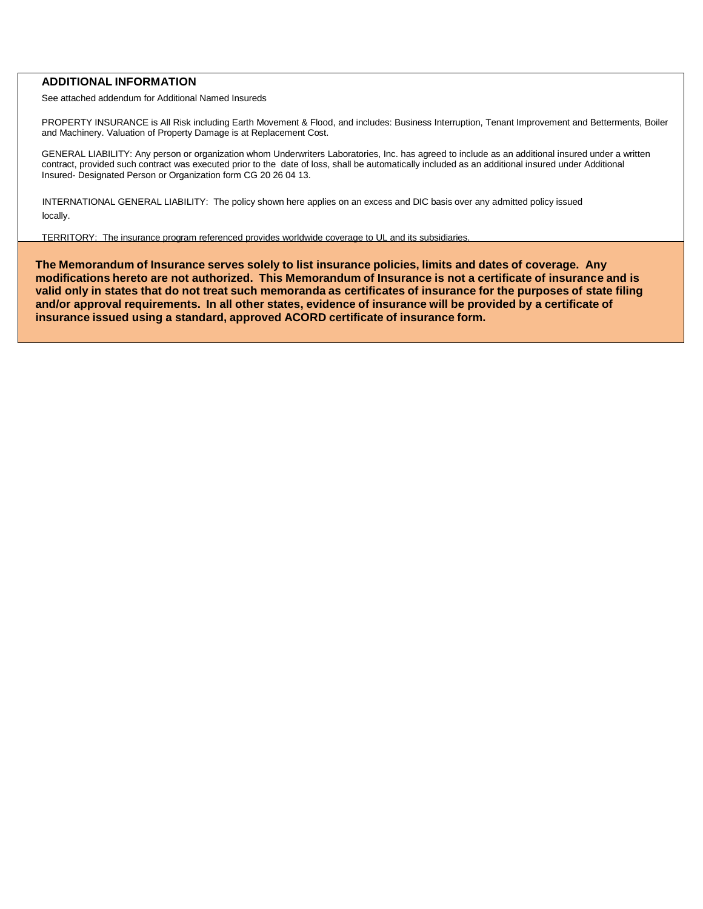## ADDITIONAL INFORMATION

See attached addendum for Additional Named Insureds

PROPERTY INSURANCE is All Risk including Earth Movement & Flood, and includes: Business Interruption, Tenant Improvement and Betterments, Boiler and Machinery. Valuation of Property Damage is at Replacement Cost.

GENERAL LIABILITY: Any person or organization whom Underwriters Laboratories, Inc. has agreed to include as an additional insured under a written contract, provided such contract was executed prior to the date of loss, shall be automatically included as an additional insured under Additional Insured- Designated Person or Organization form CG 20 26 04 13.

INTERNATIONAL GENERAL LIABILITY: The policy shown here applies on an excess and DIC basis over any admitted policy issued locally.

TERRITORY: The insurance program referenced provides worldwide coverage to UL and its subsidiaries.

**The Memorandum of Insurance serves solely to list insurance policies, limits and dates of coverage. Any modifications hereto are not authorized. This Memorandum of Insurance is not a certificate of insurance and is valid only in states that do not treat such memoranda as certificates of insurance for the purposes of state filing and/or approval requirements. In all other states, evidence of insurance will be provided by a certificate of insurance issued using a standard, approved ACORD certificate of insurance form.**